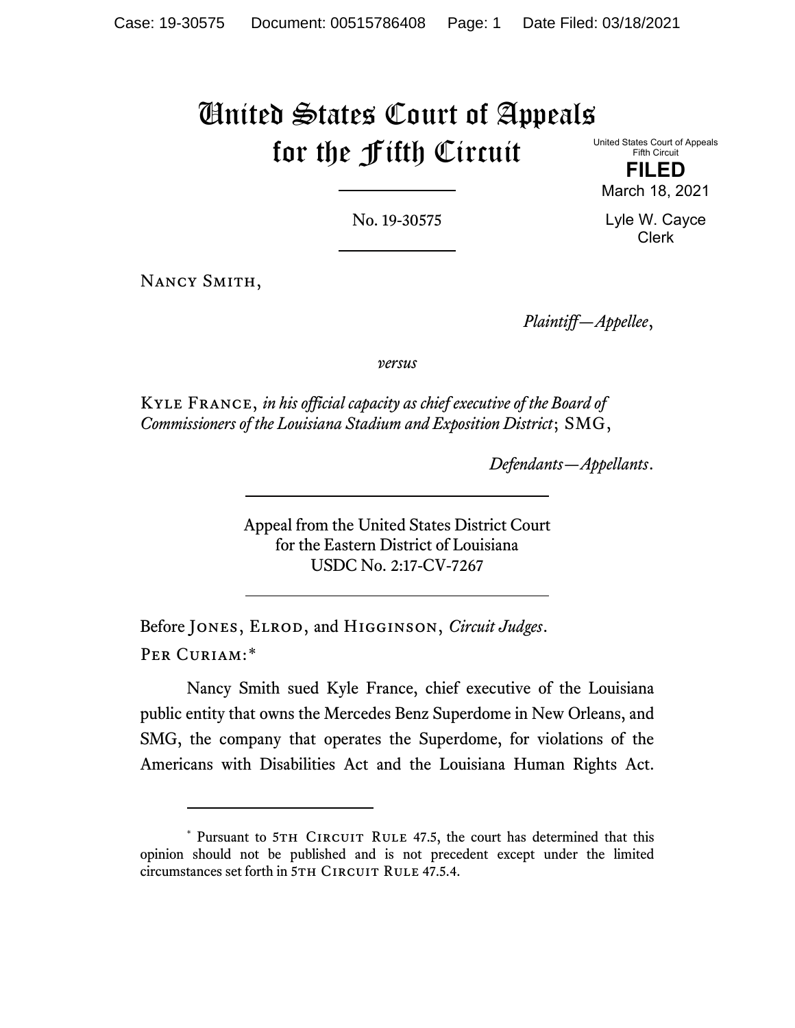# United States Court of Appeals for the Fifth Circuit

United States Court of Appeals
Fifth Circuit

**FILED**

March 18, 2021

Lyle W. Cayce
Clerk

No. 19-30575

Nancy Smith,

*Plaintiff—Appellee*,

*versus*

Kyle France, *in his official capacity as chief executive of the Board of Commissioners of the Louisiana Stadium and Exposition District*; SMG,

*Defendants—Appellants*.

Appeal from the United States District Court for the Eastern District of Louisiana
USDC No. 2:17-CV-7267

Before Jones, Elrod, and Higginson, *Circuit Judges*.

Per Curiam:*

Nancy Smith sued Kyle France, chief executive of the Louisiana public entity that owns the Mercedes Benz Superdome in New Orleans, and SMG, the company that operates the Superdome, for violations of the Americans with Disabilities Act and the Louisiana Human Rights Act.

---

\* Pursuant to 5th Circuit Rule 47.5, the court has determined that this opinion should not be published and is not precedent except under the limited circumstances set forth in 5th Circuit Rule 47.5.4.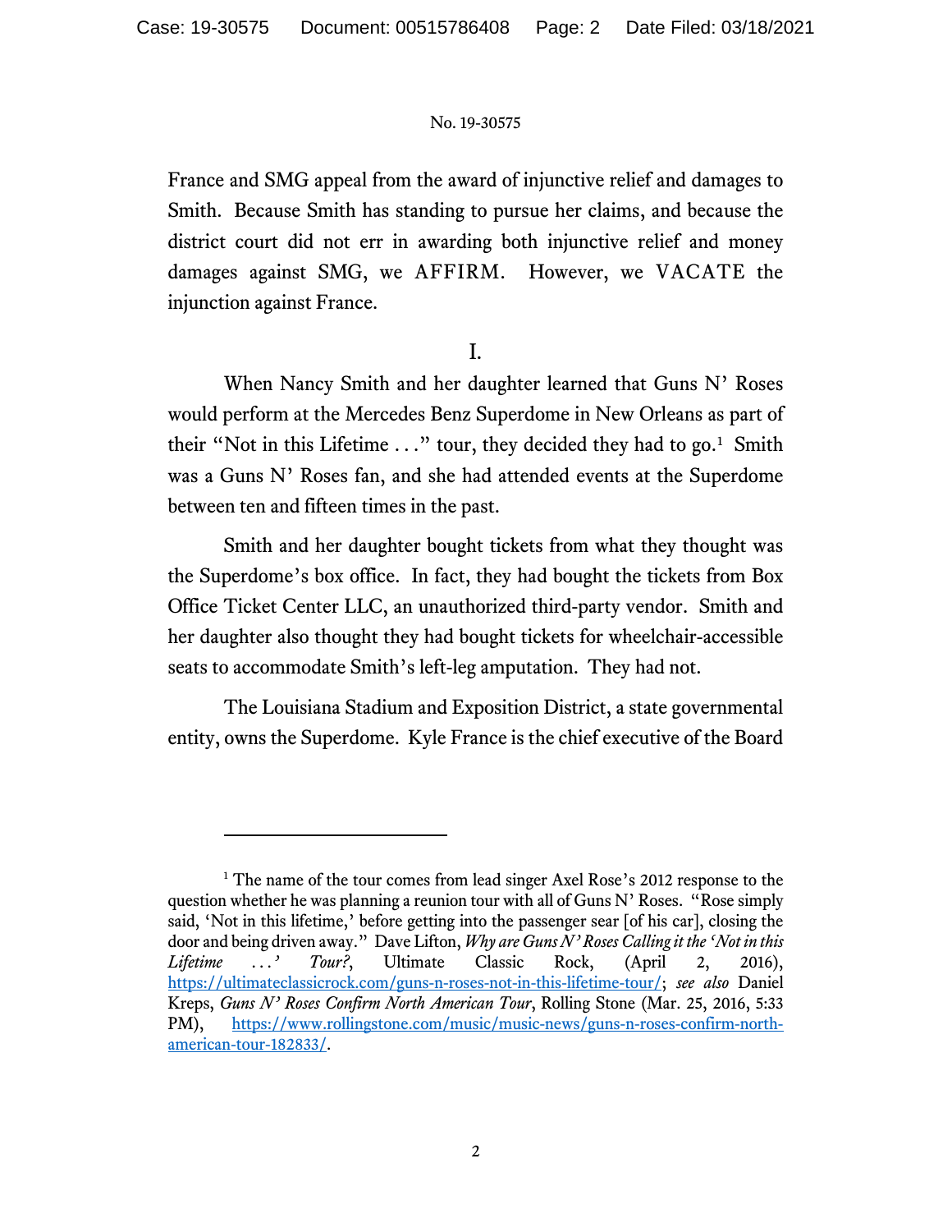France and SMG appeal from the award of injunctive relief and damages to Smith. Because Smith has standing to pursue her claims, and because the district court did not err in awarding both injunctive relief and money damages against SMG, we AFFIRM. However, we VACATE the injunction against France.

I.

When Nancy Smith and her daughter learned that Guns N' Roses would perform at the Mercedes Benz Superdome in New Orleans as part of their "Not in this Lifetime . . ." tour, they decided they had to go.[1] Smith was a Guns N' Roses fan, and she had attended events at the Superdome between ten and fifteen times in the past.

Smith and her daughter bought tickets from what they thought was the Superdome's box office. In fact, they had bought the tickets from Box Office Ticket Center LLC, an unauthorized third-party vendor. Smith and her daughter also thought they had bought tickets for wheelchair-accessible seats to accommodate Smith's left-leg amputation. They had not.

The Louisiana Stadium and Exposition District, a state governmental entity, owns the Superdome. Kyle France is the chief executive of the Board

---

[1] The name of the tour comes from lead singer Axel Rose's 2012 response to the question whether he was planning a reunion tour with all of Guns N' Roses. "Rose simply said, 'Not in this lifetime,' before getting into the passenger sear [of his car], closing the door and being driven away." Dave Lifton, *Why are Guns N' Roses Calling it the 'Not in this Lifetime . . .' Tour?*, Ultimate Classic Rock, (April 2, 2016), https://ultimateclassicrock.com/guns-n-roses-not-in-this-lifetime-tour/; *see also* Daniel Kreps, *Guns N' Roses Confirm North American Tour*, Rolling Stone (Mar. 25, 2016, 5:33 PM), https://www.rollingstone.com/music/music-news/guns-n-roses-confirm-north-american-tour-182833/.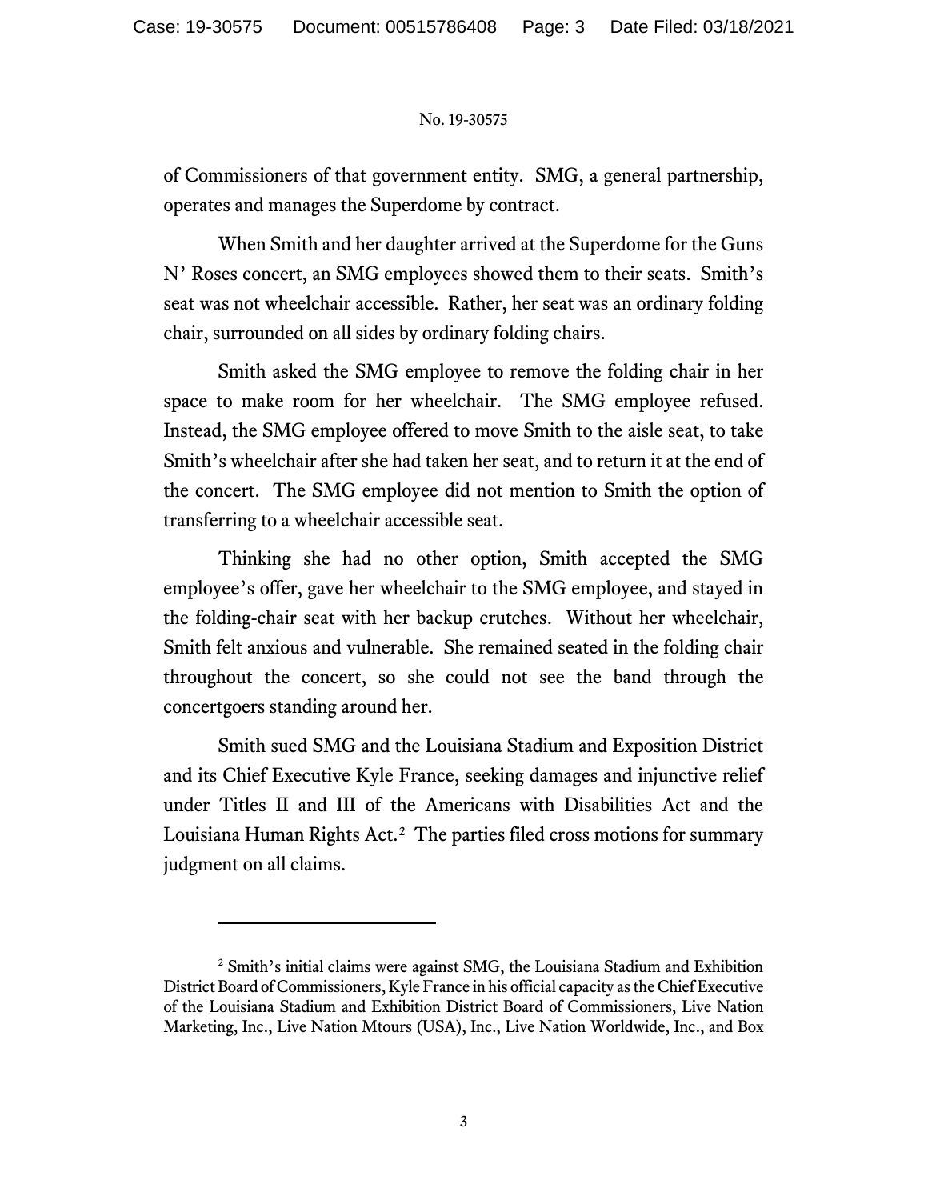of Commissioners of that government entity. SMG, a general partnership, operates and manages the Superdome by contract.

When Smith and her daughter arrived at the Superdome for the Guns N' Roses concert, an SMG employees showed them to their seats. Smith's seat was not wheelchair accessible. Rather, her seat was an ordinary folding chair, surrounded on all sides by ordinary folding chairs.

Smith asked the SMG employee to remove the folding chair in her space to make room for her wheelchair. The SMG employee refused. Instead, the SMG employee offered to move Smith to the aisle seat, to take Smith's wheelchair after she had taken her seat, and to return it at the end of the concert. The SMG employee did not mention to Smith the option of transferring to a wheelchair accessible seat.

Thinking she had no other option, Smith accepted the SMG employee's offer, gave her wheelchair to the SMG employee, and stayed in the folding-chair seat with her backup crutches. Without her wheelchair, Smith felt anxious and vulnerable. She remained seated in the folding chair throughout the concert, so she could not see the band through the concertgoers standing around her.

Smith sued SMG and the Louisiana Stadium and Exposition District and its Chief Executive Kyle France, seeking damages and injunctive relief under Titles II and III of the Americans with Disabilities Act and the Louisiana Human Rights Act.[2] The parties filed cross motions for summary judgment on all claims.

---

[2] Smith's initial claims were against SMG, the Louisiana Stadium and Exhibition District Board of Commissioners, Kyle France in his official capacity as the Chief Executive of the Louisiana Stadium and Exhibition District Board of Commissioners, Live Nation Marketing, Inc., Live Nation Mtours (USA), Inc., Live Nation Worldwide, Inc., and Box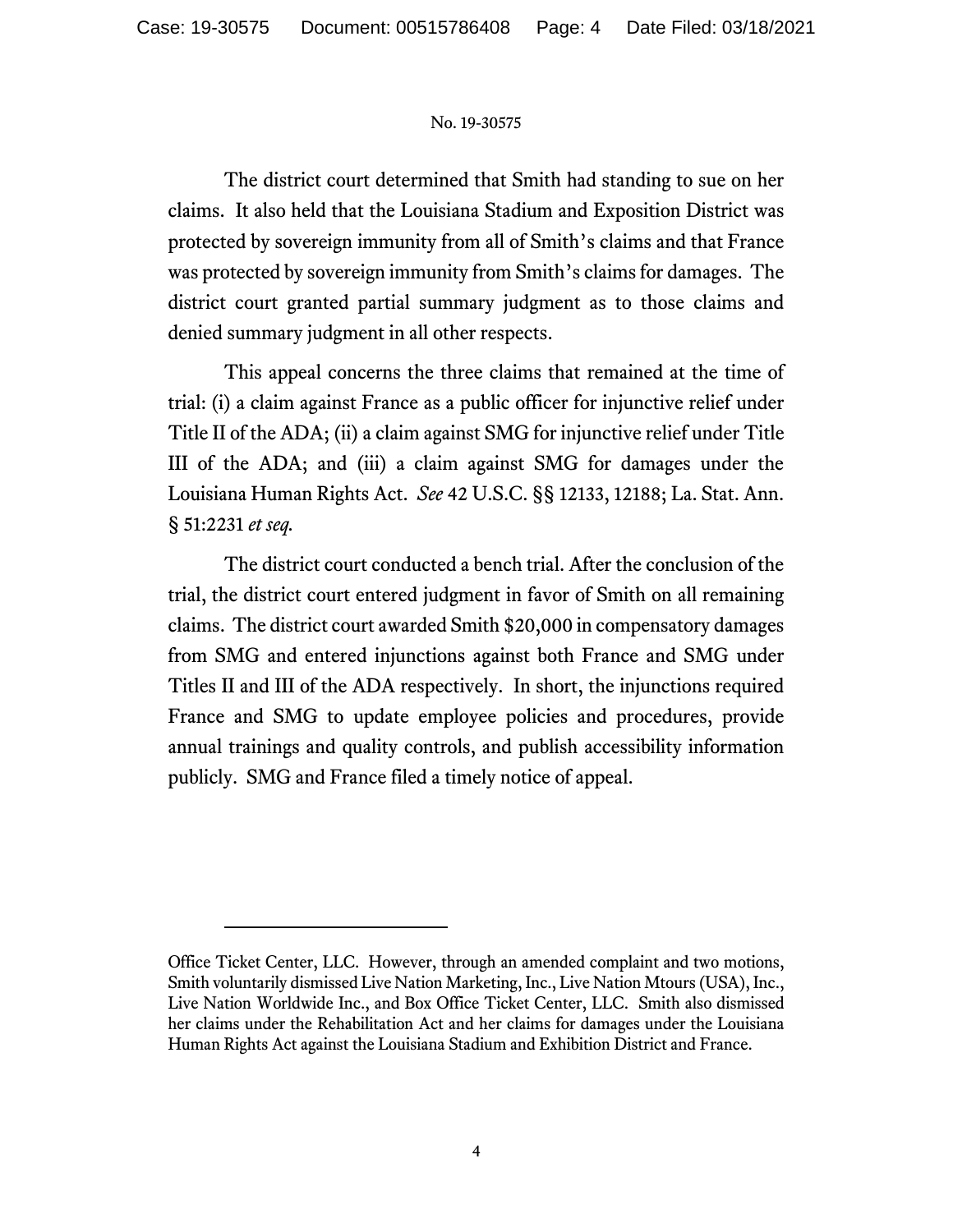The district court determined that Smith had standing to sue on her claims. It also held that the Louisiana Stadium and Exposition District was protected by sovereign immunity from all of Smith's claims and that France was protected by sovereign immunity from Smith's claims for damages. The district court granted partial summary judgment as to those claims and denied summary judgment in all other respects.

This appeal concerns the three claims that remained at the time of trial: (i) a claim against France as a public officer for injunctive relief under Title II of the ADA; (ii) a claim against SMG for injunctive relief under Title III of the ADA; and (iii) a claim against SMG for damages under the Louisiana Human Rights Act. *See* 42 U.S.C. §§ 12133, 12188; La. Stat. Ann. § 51:2231 *et seq.*

The district court conducted a bench trial. After the conclusion of the trial, the district court entered judgment in favor of Smith on all remaining claims. The district court awarded Smith $20,000 in compensatory damages from SMG and entered injunctions against both France and SMG under Titles II and III of the ADA respectively. In short, the injunctions required France and SMG to update employee policies and procedures, provide annual trainings and quality controls, and publish accessibility information publicly. SMG and France filed a timely notice of appeal.

---

Office Ticket Center, LLC. However, through an amended complaint and two motions, Smith voluntarily dismissed Live Nation Marketing, Inc., Live Nation Mtours (USA), Inc., Live Nation Worldwide Inc., and Box Office Ticket Center, LLC. Smith also dismissed her claims under the Rehabilitation Act and her claims for damages under the Louisiana Human Rights Act against the Louisiana Stadium and Exhibition District and France.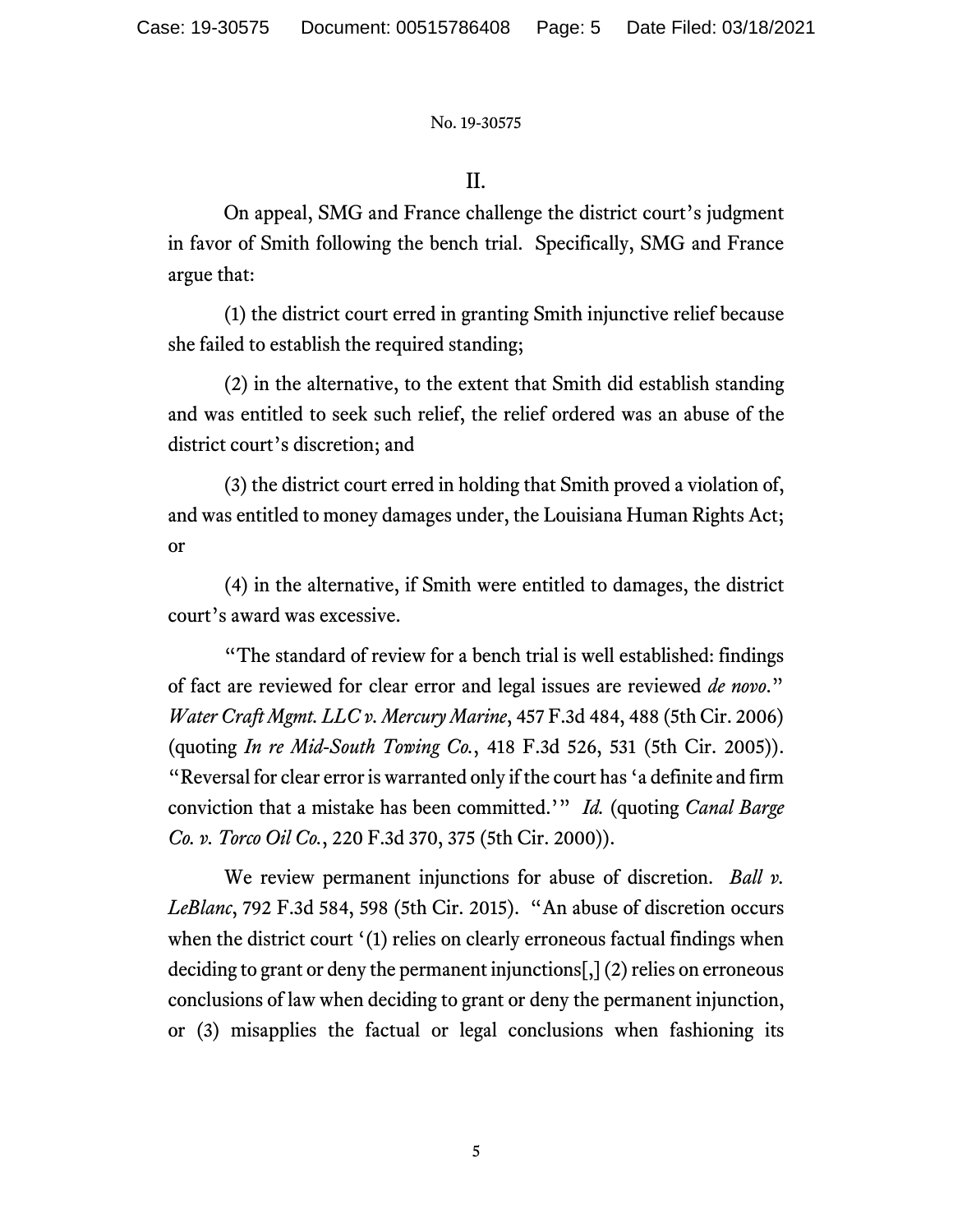## II.

On appeal, SMG and France challenge the district court's judgment in favor of Smith following the bench trial. Specifically, SMG and France argue that:

(1) the district court erred in granting Smith injunctive relief because she failed to establish the required standing;

(2) in the alternative, to the extent that Smith did establish standing and was entitled to seek such relief, the relief ordered was an abuse of the district court's discretion; and

(3) the district court erred in holding that Smith proved a violation of, and was entitled to money damages under, the Louisiana Human Rights Act; or

(4) in the alternative, if Smith were entitled to damages, the district court's award was excessive.

"The standard of review for a bench trial is well established: findings of fact are reviewed for clear error and legal issues are reviewed *de novo*." *Water Craft Mgmt. LLC v. Mercury Marine*, 457 F.3d 484, 488 (5th Cir. 2006) (quoting *In re Mid-South Towing Co.*, 418 F.3d 526, 531 (5th Cir. 2005)). "Reversal for clear error is warranted only if the court has 'a definite and firm conviction that a mistake has been committed.'" *Id.* (quoting *Canal Barge Co. v. Torco Oil Co.*, 220 F.3d 370, 375 (5th Cir. 2000)).

We review permanent injunctions for abuse of discretion. *Ball v. LeBlanc*, 792 F.3d 584, 598 (5th Cir. 2015). "An abuse of discretion occurs when the district court '(1) relies on clearly erroneous factual findings when deciding to grant or deny the permanent injunctions[,] (2) relies on erroneous conclusions of law when deciding to grant or deny the permanent injunction, or (3) misapplies the factual or legal conclusions when fashioning its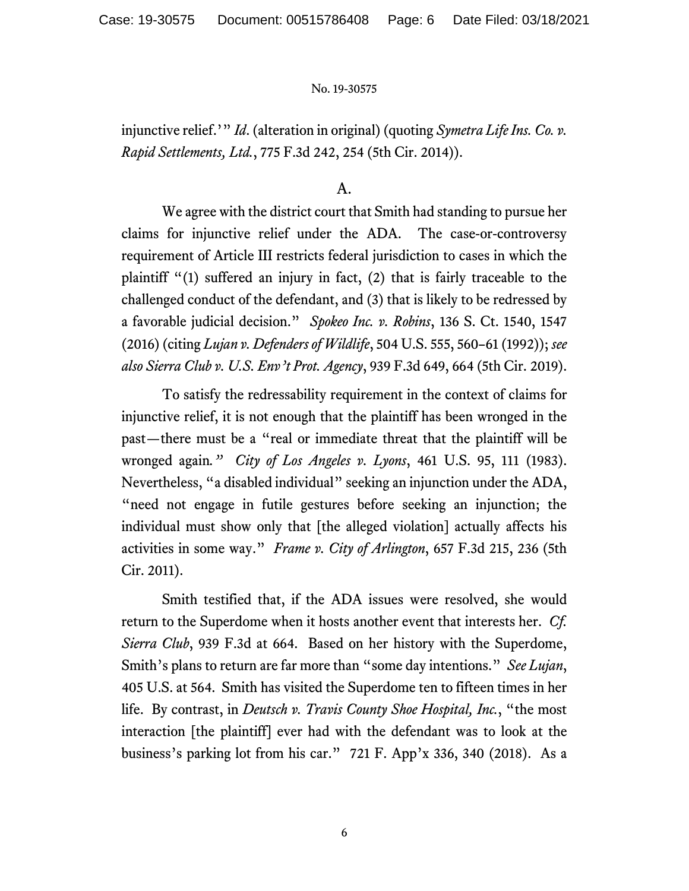injunctive relief.'" *Id*. (alteration in original) (quoting *Symetra Life Ins. Co. v. Rapid Settlements, Ltd.*, 775 F.3d 242, 254 (5th Cir. 2014)).

## A.

We agree with the district court that Smith had standing to pursue her claims for injunctive relief under the ADA. The case-or-controversy requirement of Article III restricts federal jurisdiction to cases in which the plaintiff "(1) suffered an injury in fact, (2) that is fairly traceable to the challenged conduct of the defendant, and (3) that is likely to be redressed by a favorable judicial decision." *Spokeo Inc. v. Robins*, 136 S. Ct. 1540, 1547 (2016) (citing *Lujan v. Defenders of Wildlife*, 504 U.S. 555, 560–61 (1992)); *see also Sierra Club v. U.S. Env't Prot. Agency*, 939 F.3d 649, 664 (5th Cir. 2019).

To satisfy the redressability requirement in the context of claims for injunctive relief, it is not enough that the plaintiff has been wronged in the past—there must be a "real or immediate threat that the plaintiff will be wronged again*.*" *City of Los Angeles v. Lyons*, 461 U.S. 95, 111 (1983). Nevertheless, "a disabled individual" seeking an injunction under the ADA, "need not engage in futile gestures before seeking an injunction; the individual must show only that [the alleged violation] actually affects his activities in some way." *Frame v. City of Arlington*, 657 F.3d 215, 236 (5th Cir. 2011).

Smith testified that, if the ADA issues were resolved, she would return to the Superdome when it hosts another event that interests her. *Cf. Sierra Club*, 939 F.3d at 664. Based on her history with the Superdome, Smith's plans to return are far more than "some day intentions." *See Lujan*, 405 U.S. at 564. Smith has visited the Superdome ten to fifteen times in her life. By contrast, in *Deutsch v. Travis County Shoe Hospital, Inc.*, "the most interaction [the plaintiff] ever had with the defendant was to look at the business's parking lot from his car." 721 F. App'x 336, 340 (2018). As a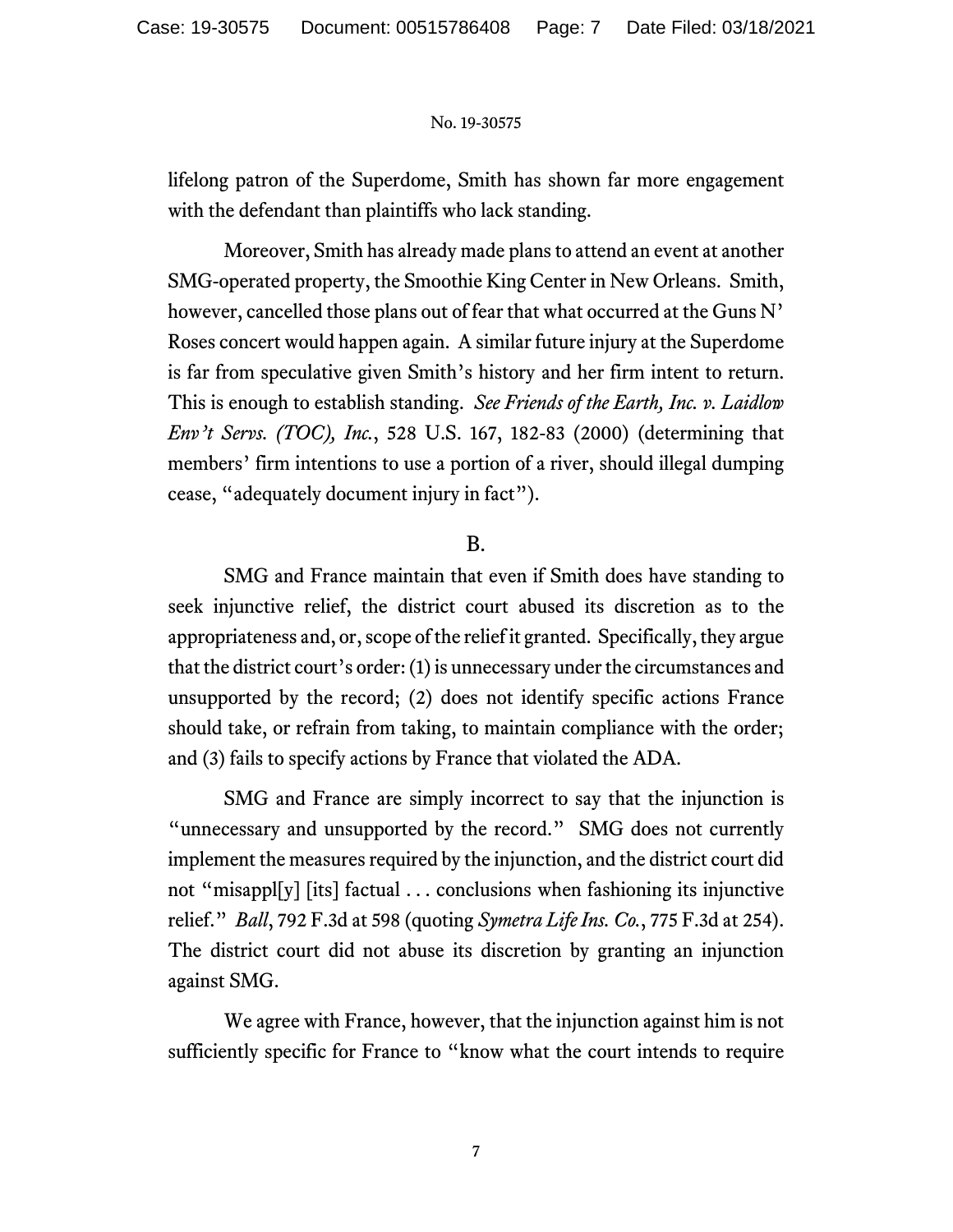lifelong patron of the Superdome, Smith has shown far more engagement with the defendant than plaintiffs who lack standing.

Moreover, Smith has already made plans to attend an event at another SMG-operated property, the Smoothie King Center in New Orleans. Smith, however, cancelled those plans out of fear that what occurred at the Guns N' Roses concert would happen again. A similar future injury at the Superdome is far from speculative given Smith's history and her firm intent to return. This is enough to establish standing. *See Friends of the Earth, Inc. v. Laidlow Env't Servs. (TOC), Inc.*, 528 U.S. 167, 182-83 (2000) (determining that members' firm intentions to use a portion of a river, should illegal dumping cease, "adequately document injury in fact").

B.

SMG and France maintain that even if Smith does have standing to seek injunctive relief, the district court abused its discretion as to the appropriateness and, or, scope of the relief it granted. Specifically, they argue that the district court's order: (1) is unnecessary under the circumstances and unsupported by the record; (2) does not identify specific actions France should take, or refrain from taking, to maintain compliance with the order; and (3) fails to specify actions by France that violated the ADA.

SMG and France are simply incorrect to say that the injunction is "unnecessary and unsupported by the record." SMG does not currently implement the measures required by the injunction, and the district court did not "misappl[y] [its] factual . . . conclusions when fashioning its injunctive relief." *Ball*, 792 F.3d at 598 (quoting *Symetra Life Ins. Co.*, 775 F.3d at 254). The district court did not abuse its discretion by granting an injunction against SMG.

We agree with France, however, that the injunction against him is not sufficiently specific for France to "know what the court intends to require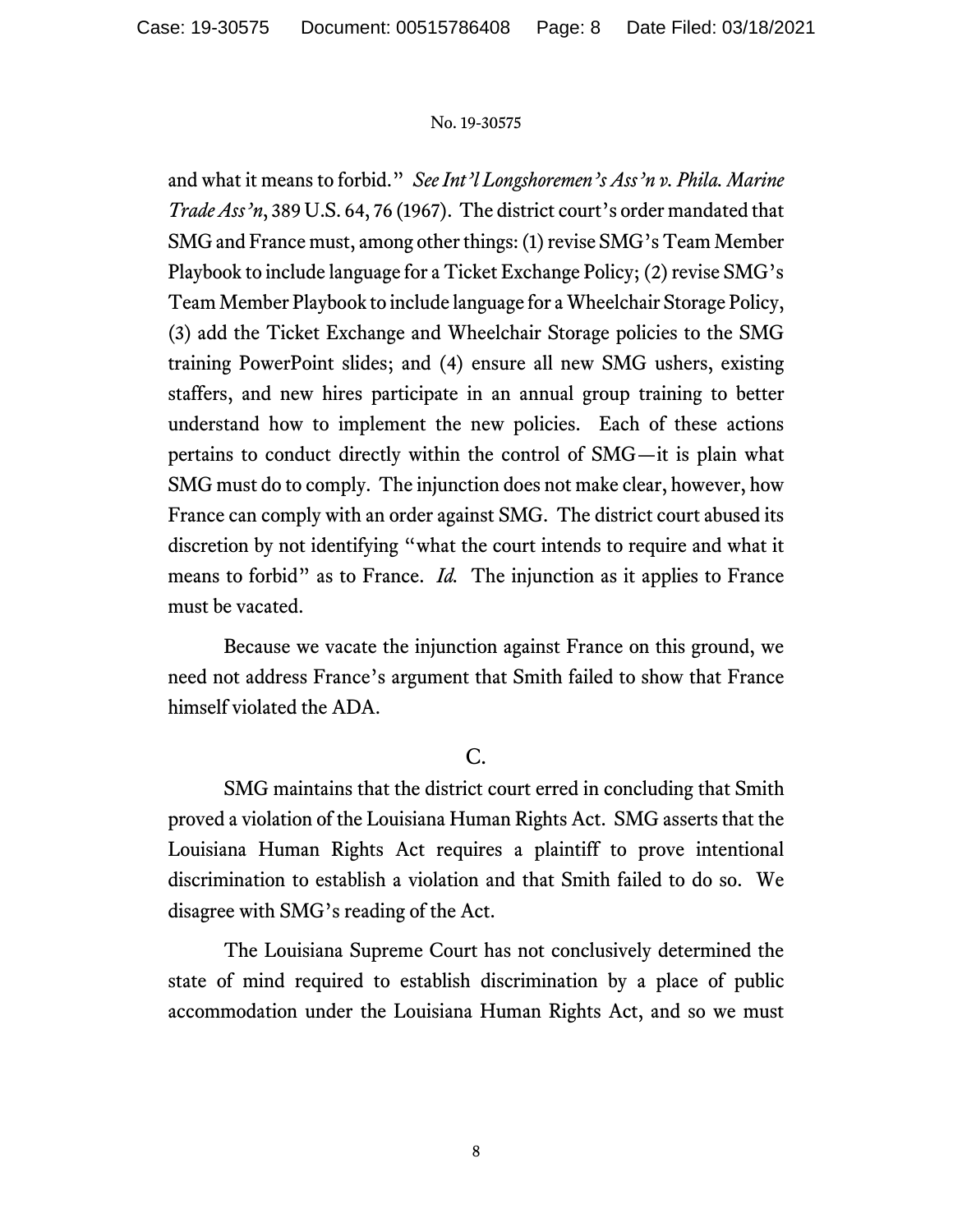and what it means to forbid." *See Int'l Longshoremen's Ass'n v. Phila. Marine Trade Ass'n*, 389 U.S. 64, 76 (1967). The district court's order mandated that SMG and France must, among other things: (1) revise SMG's Team Member Playbook to include language for a Ticket Exchange Policy; (2) revise SMG's Team Member Playbook to include language for a Wheelchair Storage Policy, (3) add the Ticket Exchange and Wheelchair Storage policies to the SMG training PowerPoint slides; and (4) ensure all new SMG ushers, existing staffers, and new hires participate in an annual group training to better understand how to implement the new policies. Each of these actions pertains to conduct directly within the control of SMG—it is plain what SMG must do to comply. The injunction does not make clear, however, how France can comply with an order against SMG. The district court abused its discretion by not identifying "what the court intends to require and what it means to forbid" as to France. *Id.* The injunction as it applies to France must be vacated.

Because we vacate the injunction against France on this ground, we need not address France's argument that Smith failed to show that France himself violated the ADA.

## C.

SMG maintains that the district court erred in concluding that Smith proved a violation of the Louisiana Human Rights Act. SMG asserts that the Louisiana Human Rights Act requires a plaintiff to prove intentional discrimination to establish a violation and that Smith failed to do so. We disagree with SMG's reading of the Act.

The Louisiana Supreme Court has not conclusively determined the state of mind required to establish discrimination by a place of public accommodation under the Louisiana Human Rights Act, and so we must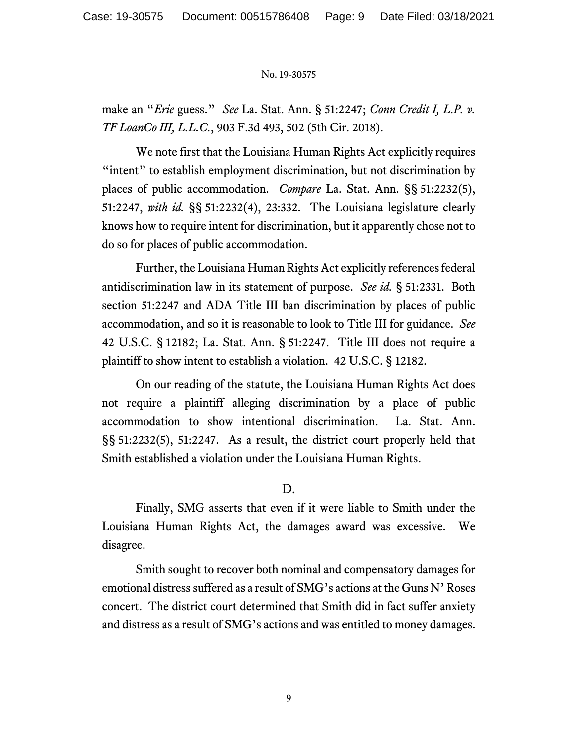make an "*Erie* guess." *See* La. Stat. Ann. § 51:2247; *Conn Credit I, L.P. v. TF LoanCo III, L.L.C.*, 903 F.3d 493, 502 (5th Cir. 2018).

We note first that the Louisiana Human Rights Act explicitly requires "intent" to establish employment discrimination, but not discrimination by places of public accommodation. *Compare* La. Stat. Ann. §§ 51:2232(5), 51:2247, *with id.* §§ 51:2232(4), 23:332. The Louisiana legislature clearly knows how to require intent for discrimination, but it apparently chose not to do so for places of public accommodation.

Further, the Louisiana Human Rights Act explicitly references federal antidiscrimination law in its statement of purpose. *See id.* § 51:2331. Both section 51:2247 and ADA Title III ban discrimination by places of public accommodation, and so it is reasonable to look to Title III for guidance. *See* 42 U.S.C. § 12182; La. Stat. Ann. § 51:2247. Title III does not require a plaintiff to show intent to establish a violation. 42 U.S.C. § 12182.

On our reading of the statute, the Louisiana Human Rights Act does not require a plaintiff alleging discrimination by a place of public accommodation to show intentional discrimination. La. Stat. Ann. §§ 51:2232(5), 51:2247. As a result, the district court properly held that Smith established a violation under the Louisiana Human Rights.

## D.

Finally, SMG asserts that even if it were liable to Smith under the Louisiana Human Rights Act, the damages award was excessive. We disagree.

Smith sought to recover both nominal and compensatory damages for emotional distress suffered as a result of SMG's actions at the Guns N' Roses concert. The district court determined that Smith did in fact suffer anxiety and distress as a result of SMG's actions and was entitled to money damages.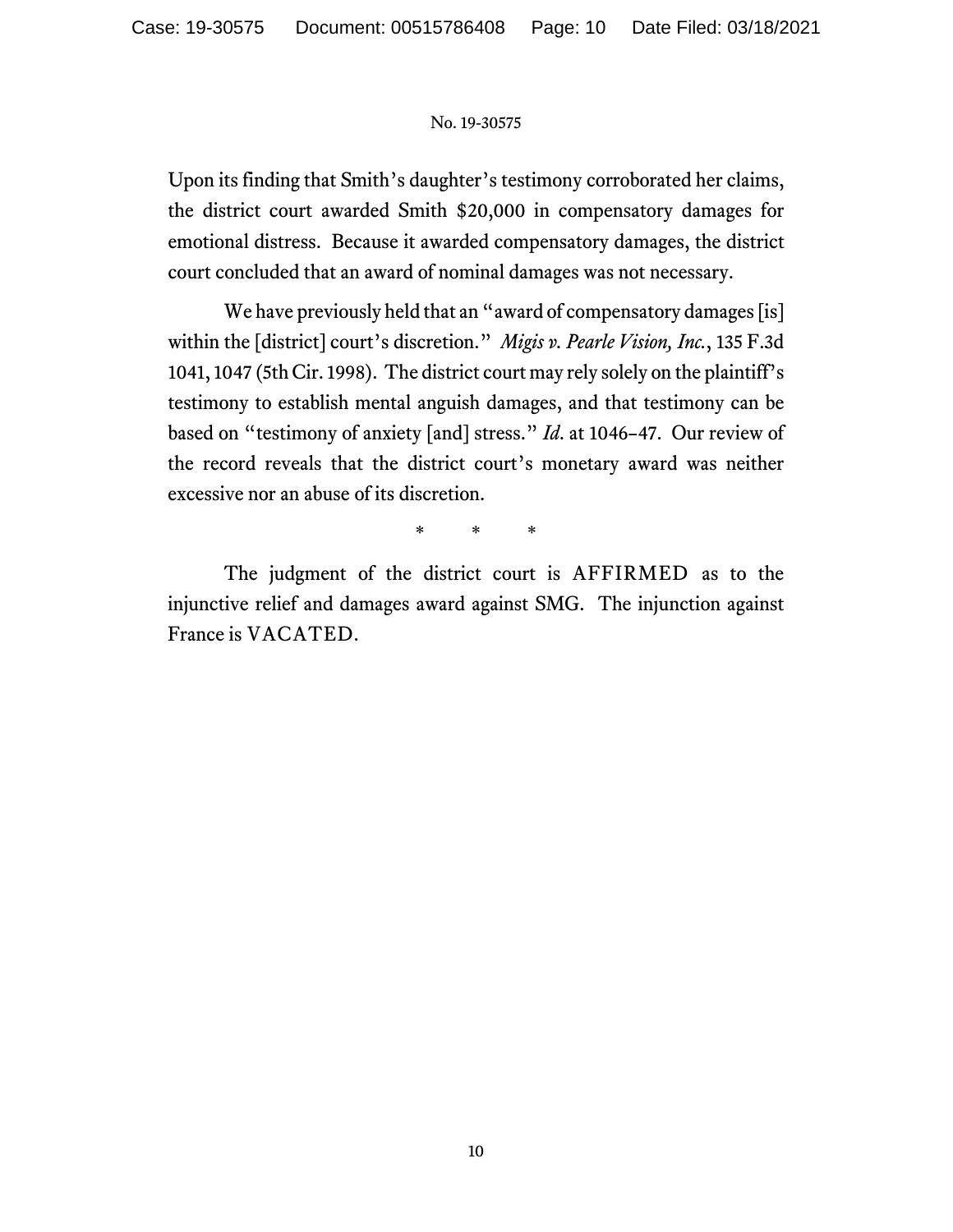Upon its finding that Smith's daughter's testimony corroborated her claims, the district court awarded Smith $20,000 in compensatory damages for emotional distress. Because it awarded compensatory damages, the district court concluded that an award of nominal damages was not necessary.

We have previously held that an "award of compensatory damages [is] within the [district] court's discretion." *Migis v. Pearle Vision, Inc.*, 135 F.3d 1041, 1047 (5th Cir. 1998). The district court may rely solely on the plaintiff's testimony to establish mental anguish damages, and that testimony can be based on "testimony of anxiety [and] stress." *Id.* at 1046–47. Our review of the record reveals that the district court's monetary award was neither excessive nor an abuse of its discretion.

\* \* \*

The judgment of the district court is AFFIRMED as to the injunctive relief and damages award against SMG. The injunction against France is VACATED.